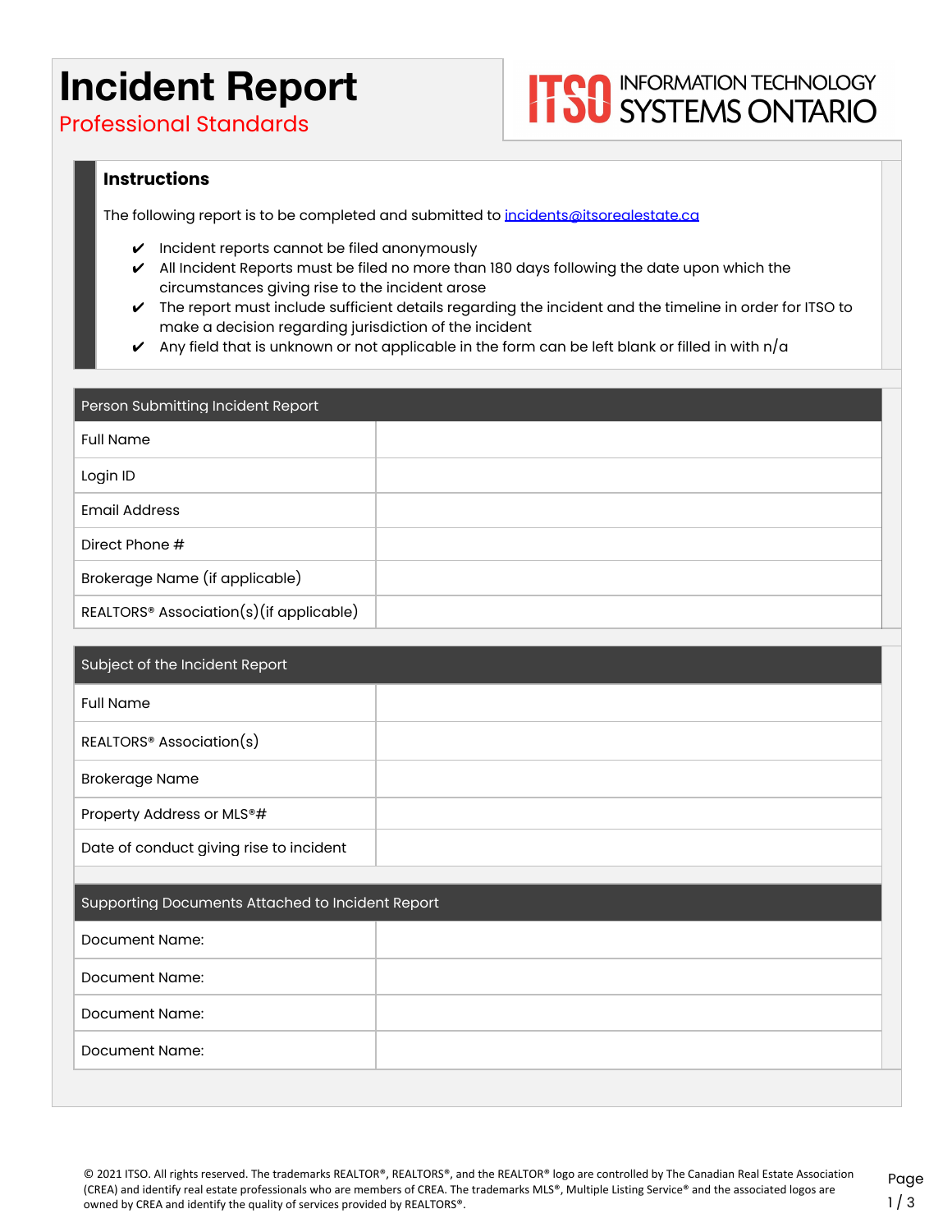# Incident Report

## Professional Standards

ITSO INFORMATION TECHNOLOGY SYSTEMS ONTARIO

### Instructions

The following report is to be completed and submitted to incidents@itsorealestate.ca

- ✔ Incident reports cannot be filed anonymously
- ✔ All Incident Reports must be filed no more than 180 days following the date upon which the circumstances giving rise to the incident arose
- ✔ The report must include sufficient details regarding the incident and the timeline in order for ITSO to make a decision regarding jurisdiction of the incident
- ✔ Any field that is unknown or not applicable in the form can be left blank or filled in with n/a

| Person Submitting Incident Report | |
|---|---|
| Full Name | |
| Login ID | |
| Email Address | |
| Direct Phone # | |
| Brokerage Name (if applicable) | |
| REALTORS® Association(s)(if applicable) | |

| Subject of the Incident Report | |
|---|---|
| Full Name | |
| REALTORS® Association(s) | |
| Brokerage Name | |
| Property Address or MLS®# | |
| Date of conduct giving rise to incident | |

| Supporting Documents Attached to Incident Report | |
|---|---|
| Document Name: | |
| Document Name: | |
| Document Name: | |
| Document Name: | |

© 2021 ITSO. All rights reserved. The trademarks REALTOR®, REALTORS®, and the REALTOR® logo are controlled by The Canadian Real Estate Association (CREA) and identify real estate professionals who are members of CREA. The trademarks MLS®, Multiple Listing Service® and the associated logos are owned by CREA and identify the quality of services provided by REALTORS®.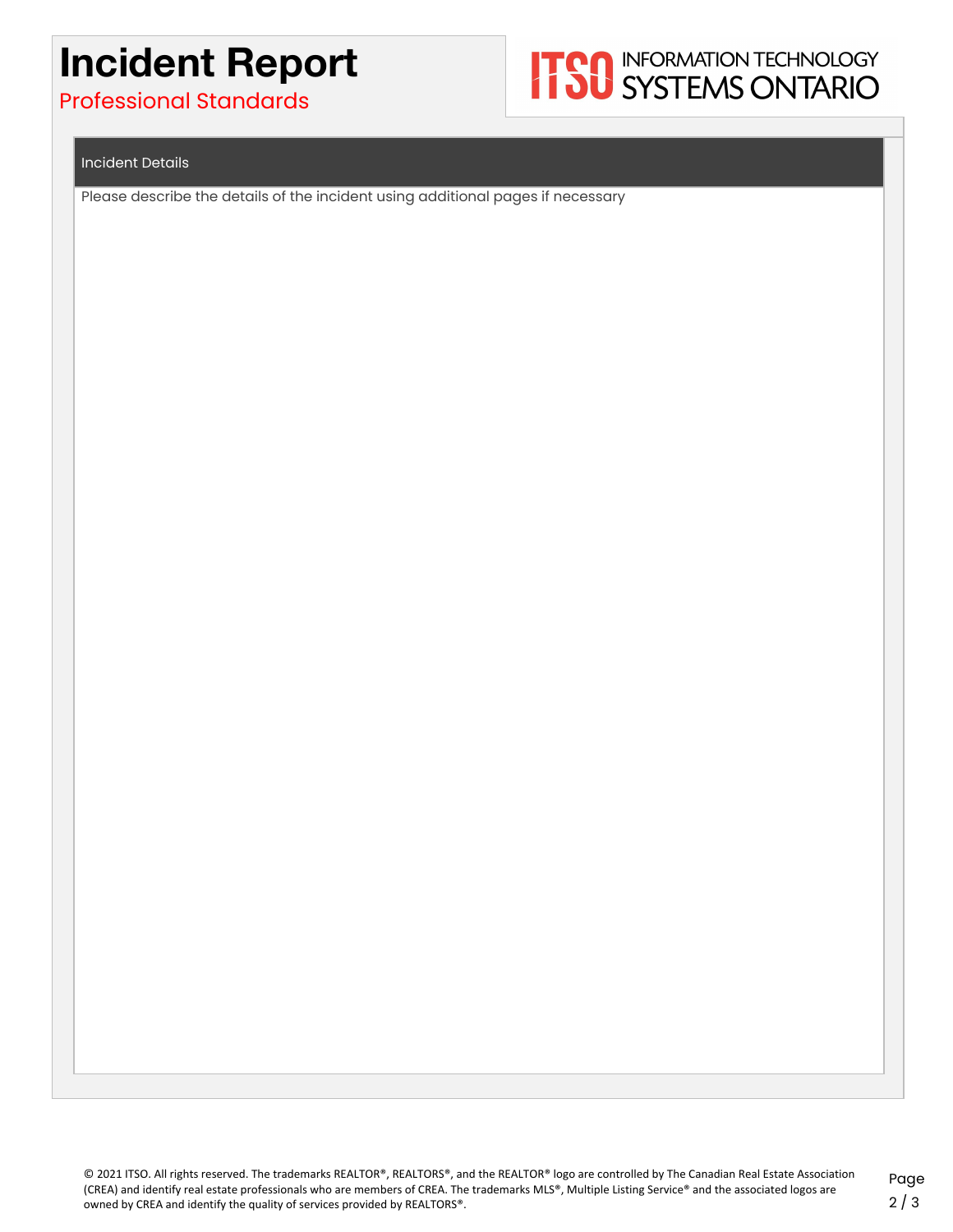# Incident Report

Professional Standards

ITSO INFORMATION TECHNOLOGY SYSTEMS ONTARIO

## Incident Details

Please describe the details of the incident using additional pages if necessary

© 2021 ITSO. All rights reserved. The trademarks REALTOR®, REALTORS®, and the REALTOR® logo are controlled by The Canadian Real Estate Association (CREA) and identify real estate professionals who are members of CREA. The trademarks MLS®, Multiple Listing Service® and the associated logos are owned by CREA and identify the quality of services provided by REALTORS®.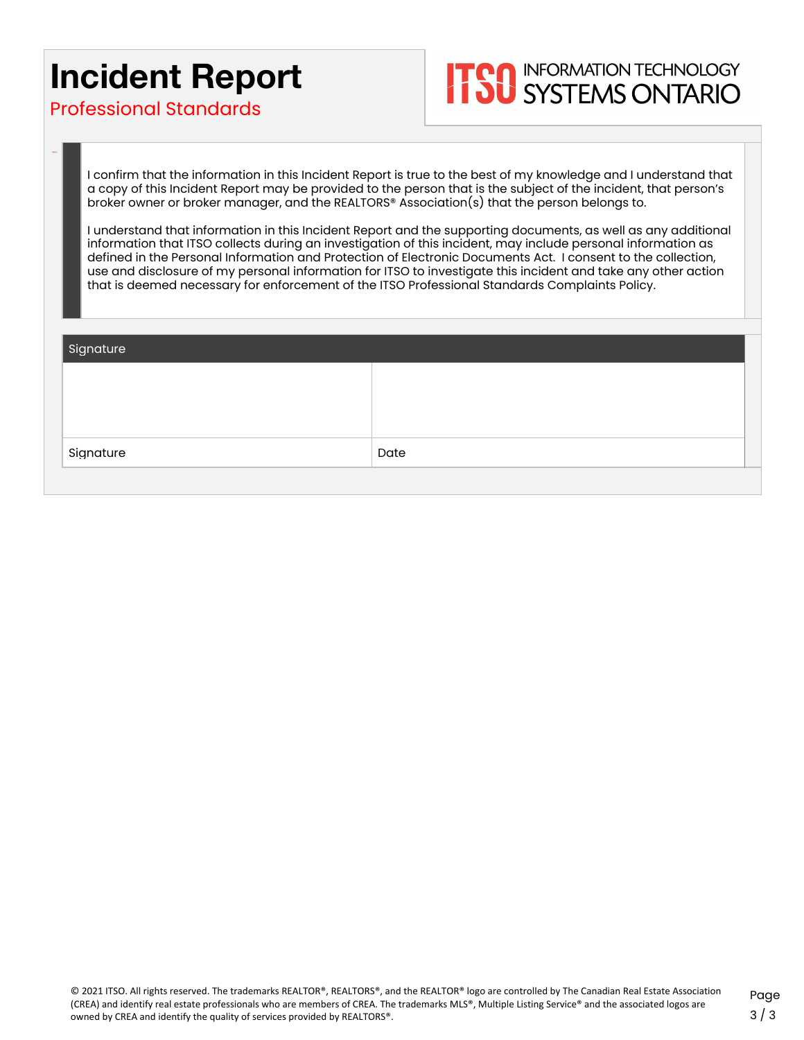# Incident Report

Professional Standards

ITSO INFORMATION TECHNOLOGY SYSTEMS ONTARIO

I confirm that the information in this Incident Report is true to the best of my knowledge and I understand that a copy of this Incident Report may be provided to the person that is the subject of the incident, that person's broker owner or broker manager, and the REALTORS® Association(s) that the person belongs to.

I understand that information in this Incident Report and the supporting documents, as well as any additional information that ITSO collects during an investigation of this incident, may include personal information as defined in the Personal Information and Protection of Electronic Documents Act. I consent to the collection, use and disclosure of my personal information for ITSO to investigate this incident and take any other action that is deemed necessary for enforcement of the ITSO Professional Standards Complaints Policy.

## Signature

| | |
|---|---|
| | |
| Signature | Date |

© 2021 ITSO. All rights reserved. The trademarks REALTOR®, REALTORS®, and the REALTOR® logo are controlled by The Canadian Real Estate Association (CREA) and identify real estate professionals who are members of CREA. The trademarks MLS®, Multiple Listing Service® and the associated logos are owned by CREA and identify the quality of services provided by REALTORS®.